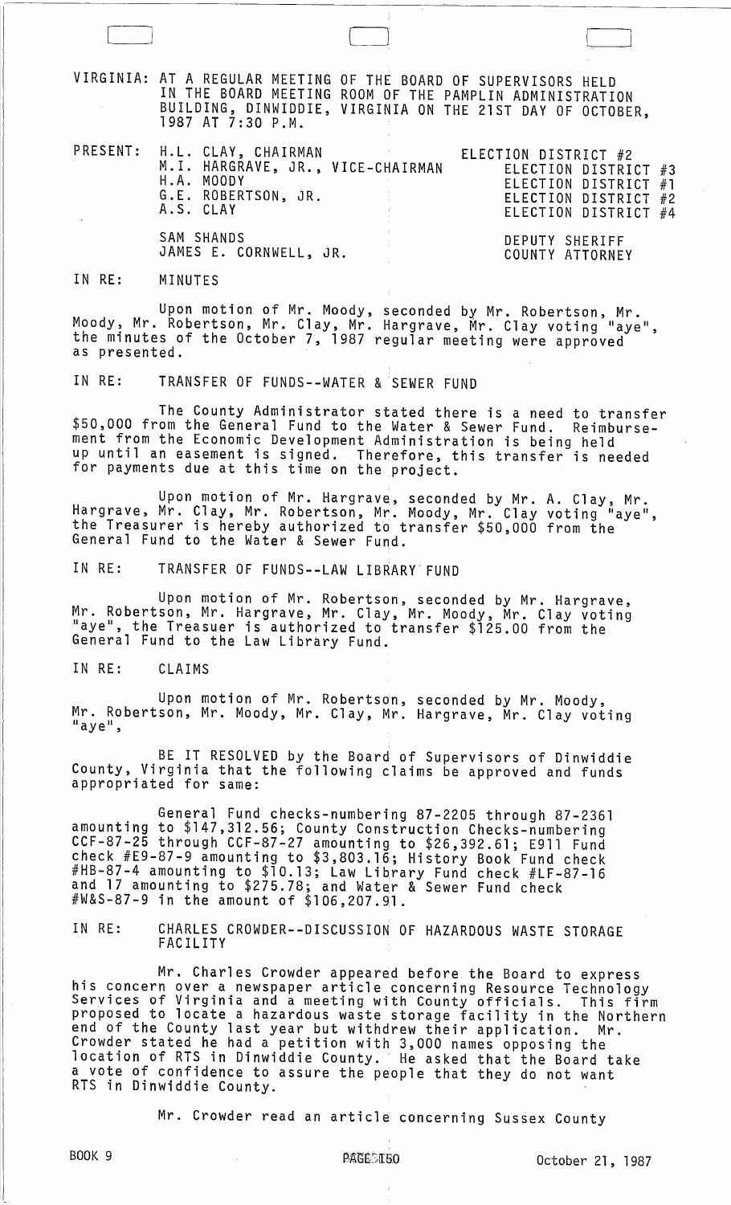VIRGINIA: AT A REGULAR MEETING OF THE BOARD OF SUPERVISORS HELD IN THE BOARD MEETING ROOM OF THE PAMPLIN ADMINISTRATION BUILDING, DINWIDDIE, VIRGINIA ON THE 21ST DAY OF OCTOBER, 1987 AT 7:30 P.M.

| PRESENT: | |
|---|---|
| H.L. CLAY, CHAIRMAN | ELECTION DISTRICT #2 |
| M.I. HARGRAVE, JR., VICE-CHAIRMAN | ELECTION DISTRICT #3 |
| H.A. MOODY | ELECTION DISTRICT #1 |
| G.E. ROBERTSON, JR. | ELECTION DISTRICT #2 |
| A.S. CLAY | ELECTION DISTRICT #4 |
| SAM SHANDS | DEPUTY SHERIFF |
| JAMES E. CORNWELL, JR. | COUNTY ATTORNEY |

IN RE: MINUTES

Upon motion of Mr. Moody, seconded by Mr. Robertson, Mr. Moody, Mr. Robertson, Mr. Clay, Mr. Hargrave, Mr. Clay voting "aye", the minutes of the October 7, 1987 regular meeting were approved as presented.

IN RE: TRANSFER OF FUNDS--WATER & SEWER FUND

The County Administrator stated there is a need to transfer $50,000 from the General Fund to the Water & Sewer Fund. Reimbursement from the Economic Development Administration is being held up until an easement is signed. Therefore, this transfer is needed for payments due at this time on the project.

Upon motion of Mr. Hargrave, seconded by Mr. A. Clay, Mr. Hargrave, Mr. Clay, Mr. Robertson, Mr. Moody, Mr. Clay voting "aye", the Treasurer is hereby authorized to transfer $50,000 from the General Fund to the Water & Sewer Fund.

IN RE: TRANSFER OF FUNDS--LAW LIBRARY FUND

Upon motion of Mr. Robertson, seconded by Mr. Hargrave, Mr. Robertson, Mr. Hargrave, Mr. Clay, Mr. Moody, Mr. Clay voting "aye", the Treasuer is authorized to transfer $125.00 from the General Fund to the Law Library Fund.

IN RE: CLAIMS

Upon motion of Mr. Robertson, seconded by Mr. Moody, Mr. Robertson, Mr. Moody, Mr. Clay, Mr. Hargrave, Mr. Clay voting "aye",

BE IT RESOLVED by the Board of Supervisors of Dinwiddie County, Virginia that the following claims be approved and funds appropriated for same:

General Fund checks-numbering 87-2205 through 87-2361 amounting to $147,312.56; County Construction Checks-numbering CCF-87-25 through CCF-87-27 amounting to $26,392.61; E911 Fund check #E9-87-9 amounting to $3,803.16; History Book Fund check #HB-87-4 amounting to $10.13; Law Library Fund check #LF-87-16 and 17 amounting to $275.78; and Water & Sewer Fund check #W&S-87-9 in the amount of $106,207.91.

IN RE: CHARLES CROWDER--DISCUSSION OF HAZARDOUS WASTE STORAGE FACILITY

Mr. Charles Crowder appeared before the Board to express his concern over a newspaper article concerning Resource Technology Services of Virginia and a meeting with County officials. This firm proposed to locate a hazardous waste storage facility in the Northern end of the County last year but withdrew their application. Mr. Crowder stated he had a petition with 3,000 names opposing the location of RTS in Dinwiddie County. He asked that the Board take a vote of confidence to assure the people that they do not want RTS in Dinwiddie County.

Mr. Crowder read an article concerning Sussex County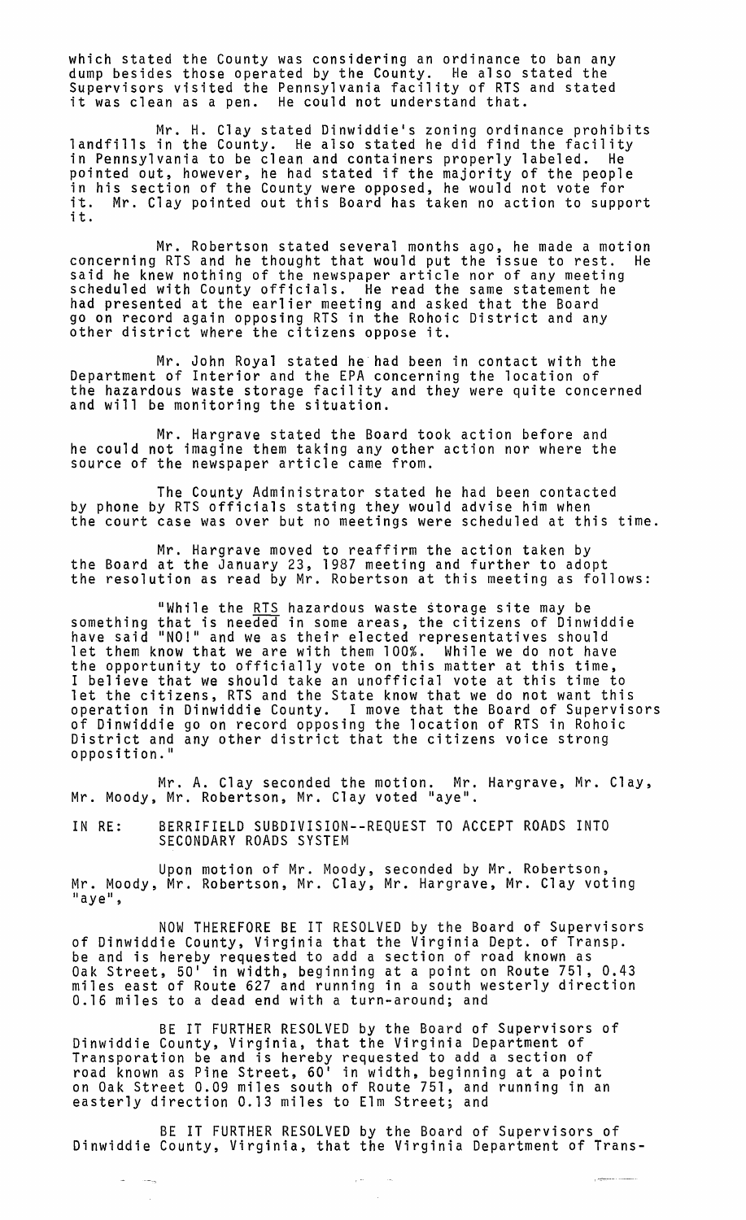which stated the County was considering an ordinance to ban any dump besides those operated by the County. He also stated the Supervisors visited the Pennsylvania facility of RTS and stated it was clean as a pen. He could not understand that.

Mr. H. Clay stated Dinwiddie's zoning ordinance prohibits landfills in the County. He also stated he did find the facility in Pennsylvania to be clean and containers properly labeled. He pointed out, however, he had stated if the majority of the people in his section of the County were opposed, he would not vote for it. Mr. Clay pointed out this Board has taken no action to support it.

Mr. Robertson stated several months ago, he made a motion concerning RTS and he thought that would put the issue to rest. He said he knew nothing of the newspaper article nor of any meeting scheduled with County officials. He read the same statement he had presented at the earlier meeting and asked that the Board go on record again opposing RTS in the Rohoic District and any other district where the citizens oppose it.

Mr. John Royal stated he had been in contact with the Department of Interior and the EPA concerning the location of the hazardous waste storage facility and they were quite concerned and will be monitoring the situation.

Mr. Hargrave stated the Board took action before and he could not imagine them taking any other action nor where the source of the newspaper article came from.

The County Administrator stated he had been contacted by phone by RTS officials stating they would advise him when the court case was over but no meetings were scheduled at this time.

Mr. Hargrave moved to reaffirm the action taken by the Board at the January 23, 1987 meeting and further to adopt the resolution as read by Mr. Robertson at this meeting as follows:

"While the RTS hazardous waste storage site may be something that is needed in some areas, the citizens of Dinwiddie have said "NO!" and we as their elected representatives should let them know that we are with them 100%. While we do not have the opportunity to officially vote on this matter at this time, I believe that we should take an unofficial vote at this time to let the citizens, RTS and the State know that we do not want this operation in Dinwiddie County. I move that the Board of Supervisors of Dinwiddie go on record opposing the location of RTS in Rohoic District and any other district that the citizens voice strong opposition."

Mr. A. Clay seconded the motion. Mr. Hargrave, Mr. Clay, Mr. Moody, Mr. Robertson, Mr. Clay voted "aye".

IN RE: BERRIFIELD SUBDIVISION--REQUEST TO ACCEPT ROADS INTO SECONDARY ROADS SYSTEM

Upon motion of Mr. Moody, seconded by Mr. Robertson, Mr. Moody, Mr. Robertson, Mr. Clay, Mr. Hargrave, Mr. Clay voting "aye",

NOW THEREFORE BE IT RESOLVED by the Board of Supervisors of Dinwiddie County, Virginia that the Virginia Dept. of Transp. be and is hereby requested to add a section of road known as Oak Street, 50' in width, beginning at a point on Route 751, 0.43 miles east of Route 627 and running in a south westerly direction 0.16 miles to a dead end with a turn-around; and

BE IT FURTHER RESOLVED by the Board of Supervisors of Dinwiddie County, Virginia, that the Virginia Department of Transporation be and is hereby requested to add a section of road known as Pine Street, 60' in width, beginning at a point on Oak Street 0.09 miles south of Route 751, and running in an easterly direction 0.13 miles to Elm Street; and

BE IT FURTHER RESOLVED by the Board of Supervisors of Dinwiddie County, Virginia, that the Virginia Department of Trans-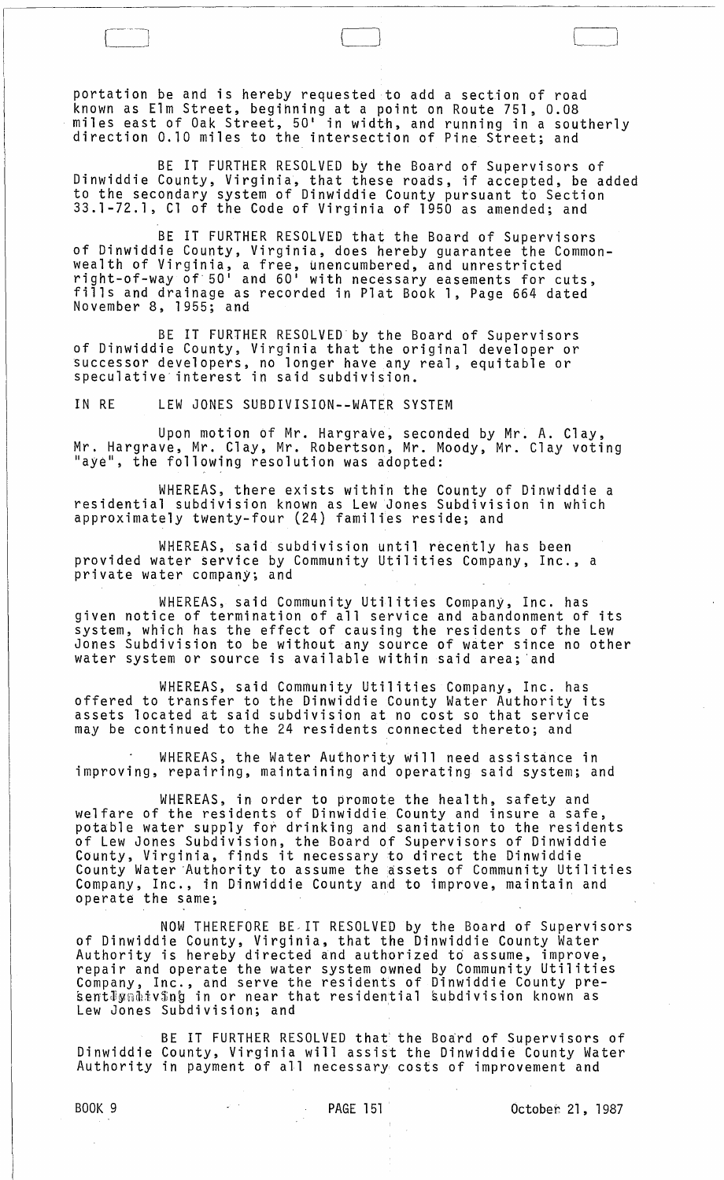portation be and is hereby requested to add a section of road known as Elm Street, beginning at a point on Route 751, 0.08 miles east of Oak Street, 50' in width, and running in a southerly direction 0.10 miles to the intersection of Pine Street; and

BE IT FURTHER RESOLVED by the Board of Supervisors of Dinwiddie County, Virginia, that these roads, if accepted, be added to the secondary system of Dinwiddie County pursuant to Section 33.1-72.1, Cl of the Code of Virginia of 1950 as amended; and

BE IT FURTHER RESOLVED that the Board of Supervisors of Dinwiddie County, Virginia, does hereby guarantee the Commonwealth of Virginia, a free, unencumbered, and unrestricted right-of-way of 50' and 60' with necessary easements for cuts, fills and drainage as recorded in Plat Book 1, Page 664 dated November 8, 1955; and

BE IT FURTHER RESOLVED by the Board of Supervisors of Dinwiddie County, Virginia that the original developer or successor developers, no longer have any real, equitable or speculative interest in said subdivision.

IN RE LEW JONES SUBDIVISION--WATER SYSTEM

Upon motion of Mr. Hargrave, seconded by Mr. A. Clay, Mr. Hargrave, Mr. Clay, Mr. Robertson, Mr. Moody, Mr. Clay voting "aye", the following resolution was adopted:

WHEREAS, there exists within the County of Dinwiddie a residential subdivision known as Lew Jones Subdivision in which approximately twenty-four (24) families reside; and

WHEREAS, said subdivision until recently has been provided water service by Community Utilities Company, Inc., a private water company; and

WHEREAS, said Community Utilities Company, Inc. has given notice of termination of all service and abandonment of its system, which has the effect of causing the residents of the Lew Jones Subdivision to be without any source of water since no other water system or source is available within said area; and

WHEREAS, said Community Utilities Company, Inc. has offered to transfer to the Dinwiddie County Water Authority its assets located at said subdivision at no cost so that service may be continued to the 24 residents connected thereto; and

WHEREAS, the Water Authority will need assistance in improving, repairing, maintaining and operating said system; and

WHEREAS, in order to promote the health, safety and welfare of the residents of Dinwiddie County and insure a safe, potable water supply for drinking and sanitation to the residents of Lew Jones Subdivision, the Board of Supervisors of Dinwiddie County, Virginia, finds it necessary to direct the Dinwiddie County Water Authority to assume the assets of Community Utilities Company, Inc., in Dinwiddie County and to improve, maintain and operate the same;

NOW THEREFORE BE IT RESOLVED by the Board of Supervisors of Dinwiddie County, Virginia, that the Dinwiddie County Water Authority is hereby directed and authorized to assume, improve, repair and operate the water system owned by Community Utilities Company, Inc., and serve the residents of Dinwiddie County presently living in or near that residential subdivision known as Lew Jones Subdivision; and

BE IT FURTHER RESOLVED that the Board of Supervisors of Dinwiddie County, Virginia will assist the Dinwiddie County Water Authority in payment of all necessary costs of improvement and

BOOK 9 PAGE 151 October 21, 1987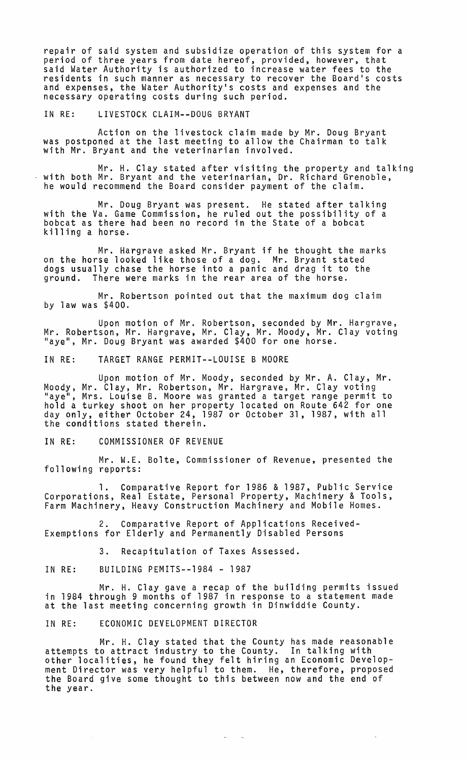repair of said system and subsidize operation of this system for a period of three years from date hereof, provided, however, that said Water Authority is authorized to increase water fees to the residents in such manner as necessary to recover the Board's costs and expenses, the Water Authority's costs and expenses and the necessary operating costs during such period.

IN RE: LIVESTOCK CLAIM--DOUG BRYANT

Action on the livestock claim made by Mr. Doug Bryant was postponed at the last meeting to allow the Chairman to talk with Mr. Bryant and the veterinarian involved.

Mr. H. Clay stated after visiting the property and talking with both Mr. Bryant and the veterinarian, Dr. Richard Grenoble, he would recommend the Board consider payment of the claim.

Mr. Doug Bryant was present. He stated after talking with the Va. Game Commission, he ruled out the possibility of a bobcat as there had been no record in the State of a bobcat killing a horse.

Mr. Hargrave asked Mr. Bryant if he thought the marks on the horse looked like those of a dog. Mr. Bryant stated dogs usually chase the horse into a panic and drag it to the ground. There were marks in the rear area of the horse.

Mr. Robertson pointed out that the maximum dog claim by law was $400.

Upon motion of Mr. Robertson, seconded by Mr. Hargrave, Mr. Robertson, Mr. Hargrave, Mr. Clay, Mr. Moody, Mr. Clay voting "aye", Mr. Doug Bryant was awarded $400 for one horse.

IN RE: TARGET RANGE PERMIT--LOUISE B MOORE

Upon motion of Mr. Moody, seconded by Mr. A. Clay, Mr. Moody, Mr. Clay, Mr. Robertson, Mr. Hargrave, Mr. Clay voting "aye", Mrs. Louise B. Moore was granted a target range permit to hold a turkey shoot on her property located on Route 642 for one day only, either October 24, 1987 or October 31, 1987, with all the conditions stated therein.

IN RE: COMMISSIONER OF REVENUE

Mr. W.E. Bolte, Commissioner of Revenue, presented the following reports:

1. Comparative Report for 1986 & 1987, Public Service Corporations, Real Estate, Personal Property, Machinery & Tools, Farm Machinery, Heavy Construction Machinery and Mobile Homes.

2. Comparative Report of Applications Received-Exemptions for Elderly and Permanently Disabled Persons

3. Recapitulation of Taxes Assessed.

IN RE: BUILDING PEMITS--1984 - 1987

Mr. H. Clay gave a recap of the building permits issued in 1984 through 9 months of 1987 in response to a statement made at the last meeting concerning growth in Dinwiddie County.

IN RE: ECONOMIC DEVELOPMENT DIRECTOR

Mr. H. Clay stated that the County has made reasonable attempts to attract industry to the County. In talking with other localities, he found they felt hiring an Economic Development Director was very helpful to them. He, therefore, proposed the Board give some thought to this between now and the end of the year.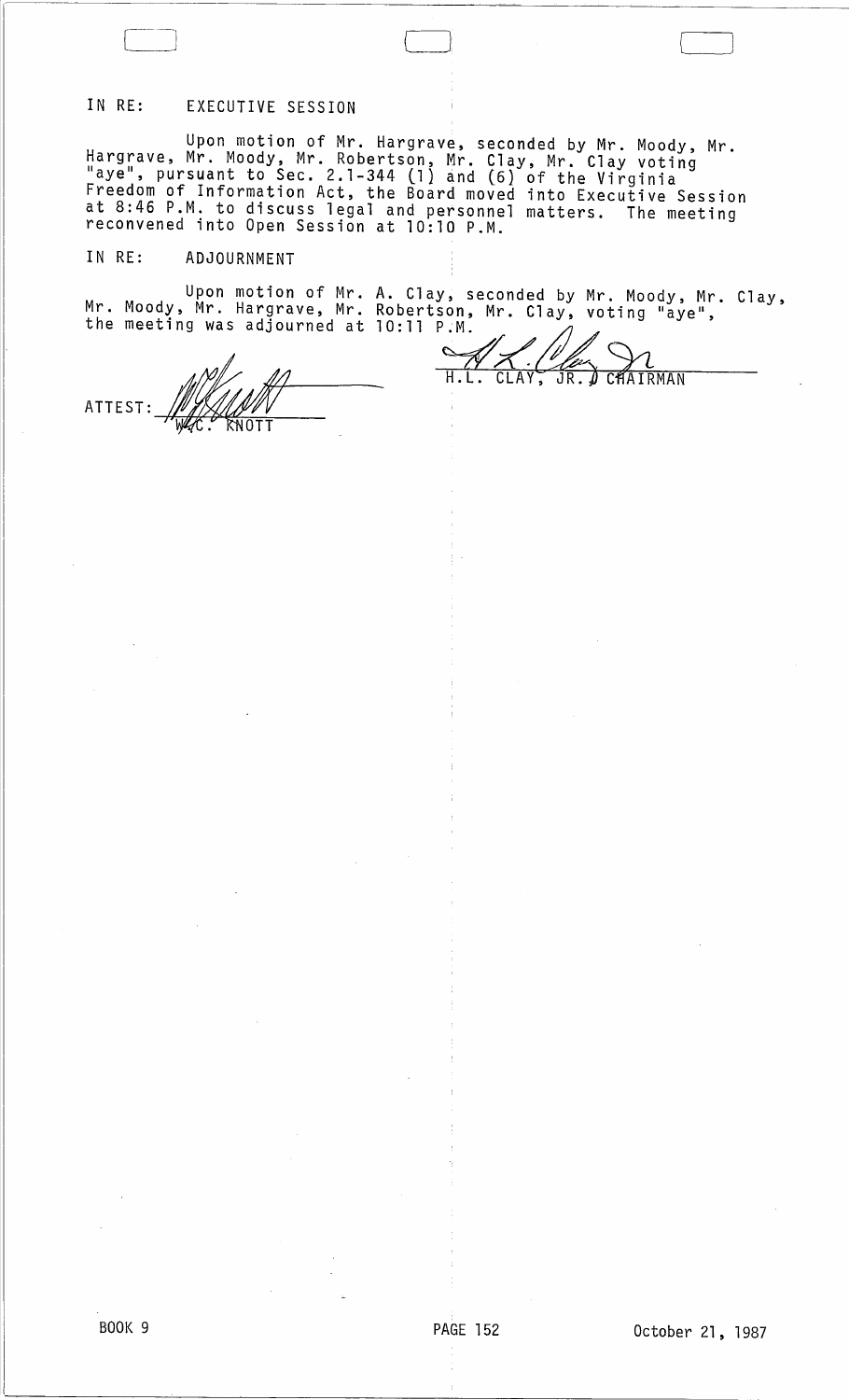IN RE: EXECUTIVE SESSION

Upon motion of Mr. Hargrave, seconded by Mr. Moody, Mr. Hargrave, Mr. Moody, Mr. Robertson, Mr. Clay, Mr. Clay voting "aye", pursuant to Sec. 2.1-344 (1) and (6) of the Virginia Freedom of Information Act, the Board moved into Executive Session at 8:46 P.M. to discuss legal and personnel matters. The meeting reconvened into Open Session at 10:10 P.M.

IN RE: ADJOURNMENT

Upon motion of Mr. A. Clay, seconded by Mr. Moody, Mr. Clay, Mr. Moody, Mr. Hargrave, Mr. Robertson, Mr. Clay, voting "aye", the meeting was adjourned at 10:11 P.M.

H.L. CLAY, JR. CHAIRMAN

ATTEST: W.C. KNOTT

BOOK 9 PAGE 152 October 21, 1987